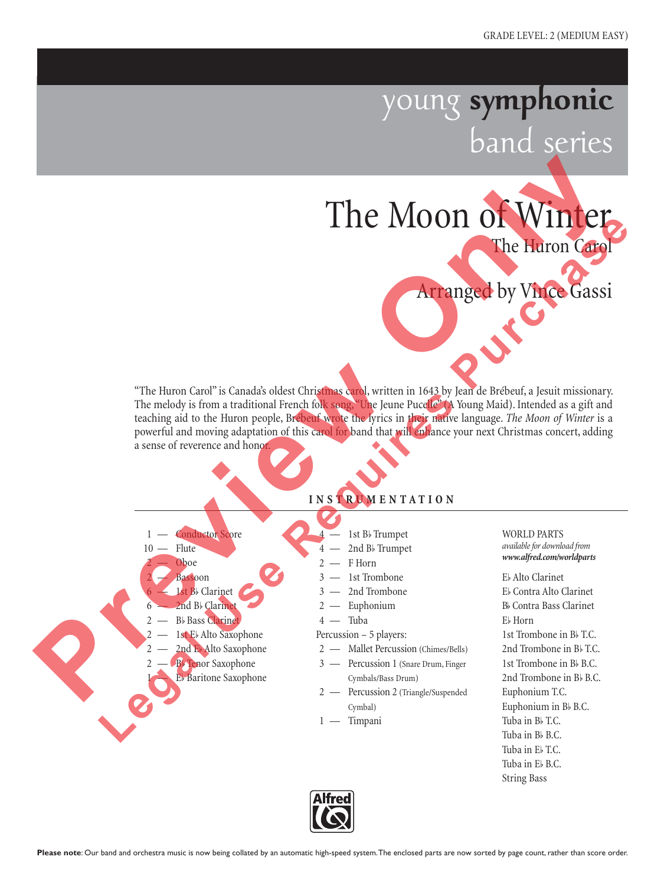GRADE LEVEL: 2 (MEDIUM EASY)

young **symphonic** band series

# The Moon of Winter

## The Huron Carol

### Arranged by Vince Gassi

"The Huron Carol" is Canada's oldest Christmas carol, written in 1643 by Jean de Brébeuf, a Jesuit missionary. The melody is from a traditional French folk song, "Une Jeune Pucelle" (A Young Maid). Intended as a gift and teaching aid to the Huron people, Brébeuf wrote the lyrics in their native language. *The Moon of Winter* is a powerful and moving adaptation of this carol for band that will enhance your next Christmas concert, adding a sense of reverence and honor.

**INSTRUMENTATION**

- 1 — Conductor Score
- 10 — Flute
- 2 — Oboe
- 2 — Bassoon
- 6 — 1st B♭ Clarinet
- 6 — 2nd B♭ Clarinet
- 2 — B♭ Bass Clarinet
- 2 — 1st E♭ Alto Saxophone
- 2 — 2nd E♭ Alto Saxophone
- 2 — B♭ Tenor Saxophone
- 1 — E♭ Baritone Saxophone
- 4 — 1st B♭ Trumpet
- 4 — 2nd B♭ Trumpet
- 2 — F Horn
- 3 — 1st Trombone
- 3 — 2nd Trombone
- 2 — Euphonium
- 4 — Tuba

Percussion – 5 players:

- 2 — Mallet Percussion (Chimes/Bells)
- 3 — Percussion 1 (Snare Drum, Finger Cymbals/Bass Drum)
- 2 — Percussion 2 (Triangle/Suspended Cymbal)
- 1 — Timpani

WORLD PARTS
*available for download from* ***www.alfred.com/worldparts***

- E♭ Alto Clarinet
- E♭ Contra Alto Clarinet
- B♭ Contra Bass Clarinet
- E♭ Horn
- 1st Trombone in B♭ T.C.
- 2nd Trombone in B♭ T.C.
- 1st Trombone in B♭ B.C.
- 2nd Trombone in B♭ B.C.
- Euphonium T.C.
- Euphonium in B♭ B.C.
- Tuba in B♭ T.C.
- Tuba in B♭ B.C.
- Tuba in E♭ T.C.
- Tuba in E♭ B.C.
- String Bass

Alfred

**Please note**: Our band and orchestra music is now being collated by an automatic high-speed system. The enclosed parts are now sorted by page count, rather than score order.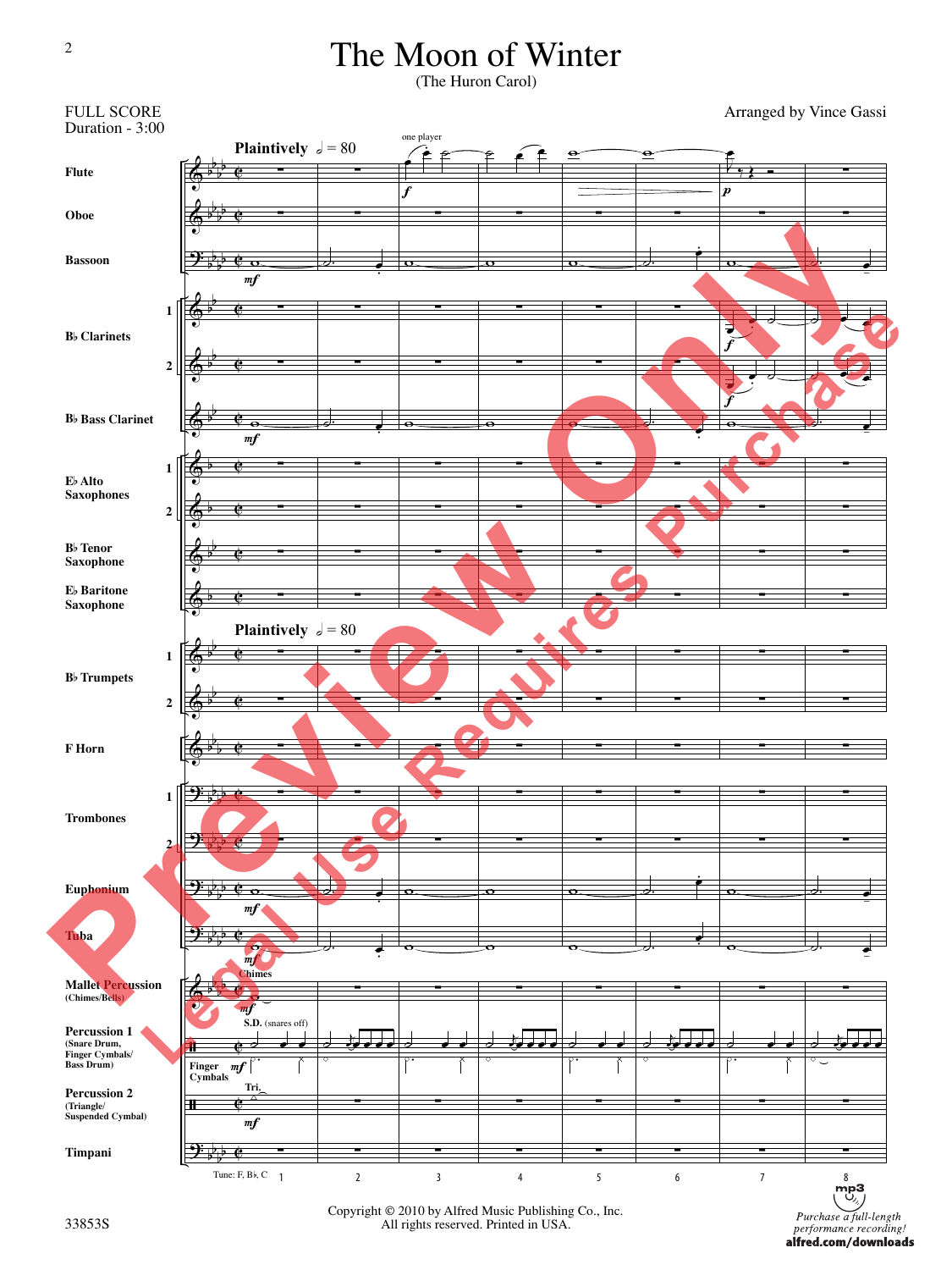# The Moon of Winter

(The Huron Carol)

FULL SCORE
Duration - 3:00

Arranged by Vince Gassi

Copyright © 2010 by Alfred Music Publishing Co., Inc.
All rights reserved. Printed in USA.

33853S

Purchase a full-length performance recording!
alfred.com/downloads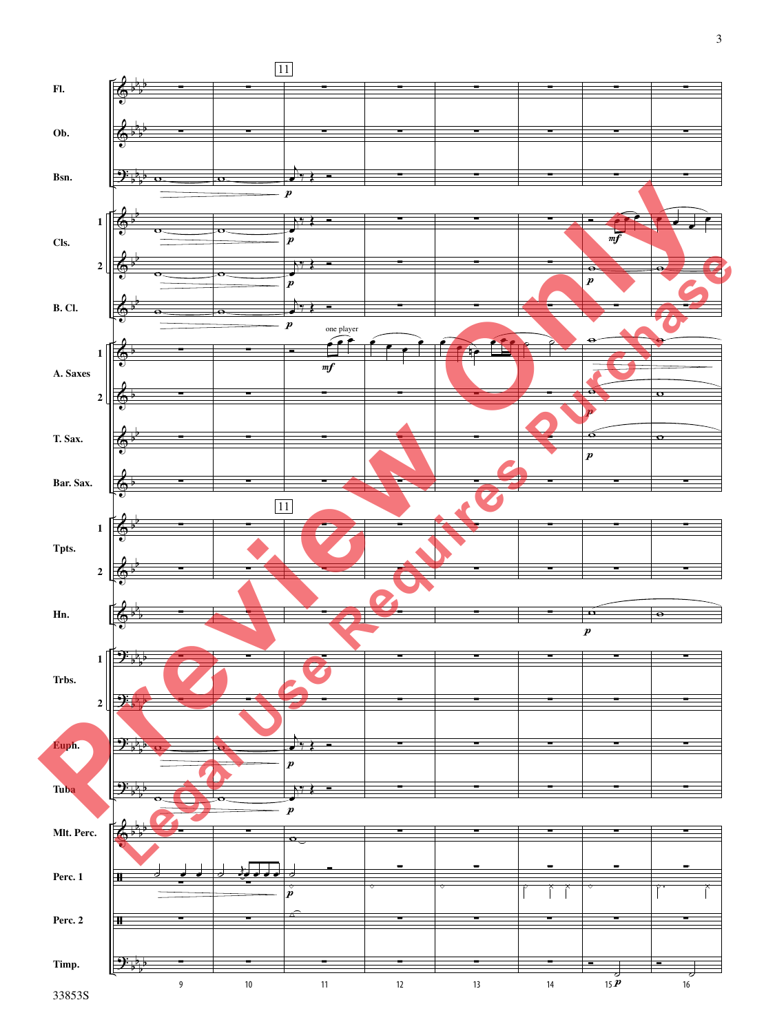11

Fl.

Ob.

Bsn.

Cls. 1

Cls. 2

B. Cl.

A. Saxes 1

one player

A. Saxes 2

T. Sax.

Bar. Sax.

11

Tpts. 1

Tpts. 2

Hn.

Trbs. 1

Trbs. 2

Euph.

Tuba

Mlt. Perc.

Perc. 1

Perc. 2

Timp.

9 10 11 12 13 14 15 16

Preview Only
Legal Use Requires Purchase

33853S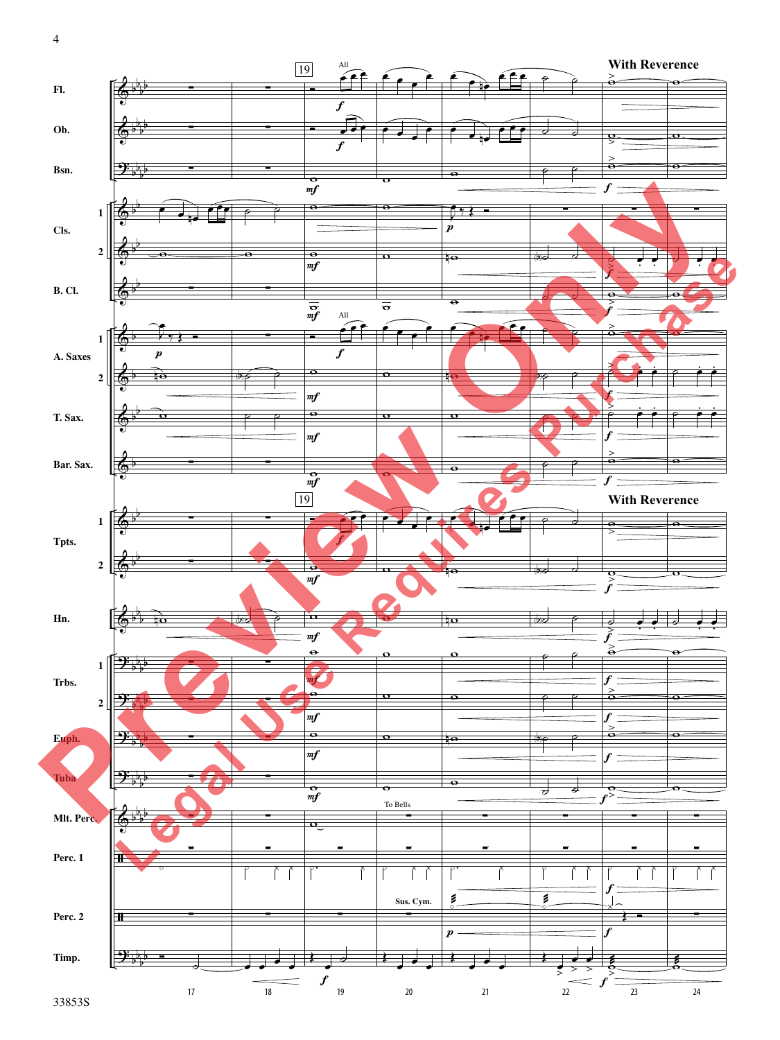**With Reverence**

Fl.

Ob.

Bsn.

Cls. 1 2

B. Cl.

A. Saxes 1 2

T. Sax.

Bar. Sax.

Tpts. 1 2

Hn.

Trbs. 1 2

Euph.

Tuba

Mlt. Perc.

Perc. 1

Perc. 2

Timp.

All

To Bells

Sus. Cym.

Preview Only

Legal Use Requires Purchase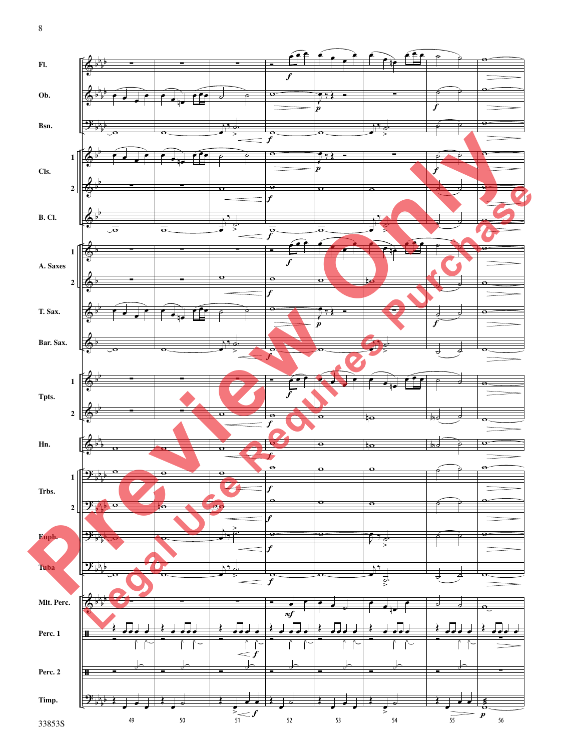Fl.

Ob.

Bsn.

Cls. 1

Cls. 2

B. Cl.

A. Saxes 1

A. Saxes 2

T. Sax.

Bar. Sax.

Tpts. 1

Tpts. 2

Hn.

Trbs. 1

Trbs. 2

Euph.

Tuba

Mlt. Perc.

Perc. 1

Perc. 2

Timp.

49 50 51 52 53 54 55 56

33853S

Preview Only

Legal Use Requires Purchase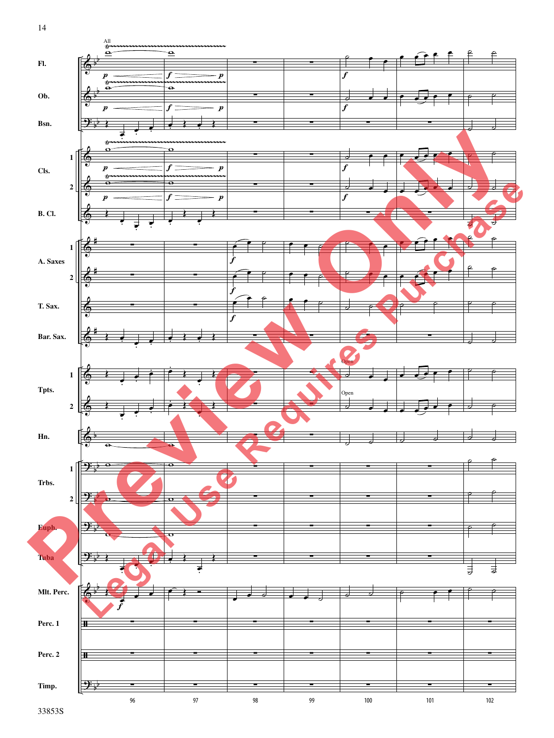Fl.

Ob.

Bsn.

Cls. 1

Cls. 2

B. Cl.

A. Saxes 1

A. Saxes 2

T. Sax.

Bar. Sax.

Tpts. 1

Tpts. 2

Hn.

Trbs. 1

Trbs. 2

Euph.

Tuba

Mlt. Perc.

Perc. 1

Perc. 2

Timp.

96 97 98 99 100 101 102

33853S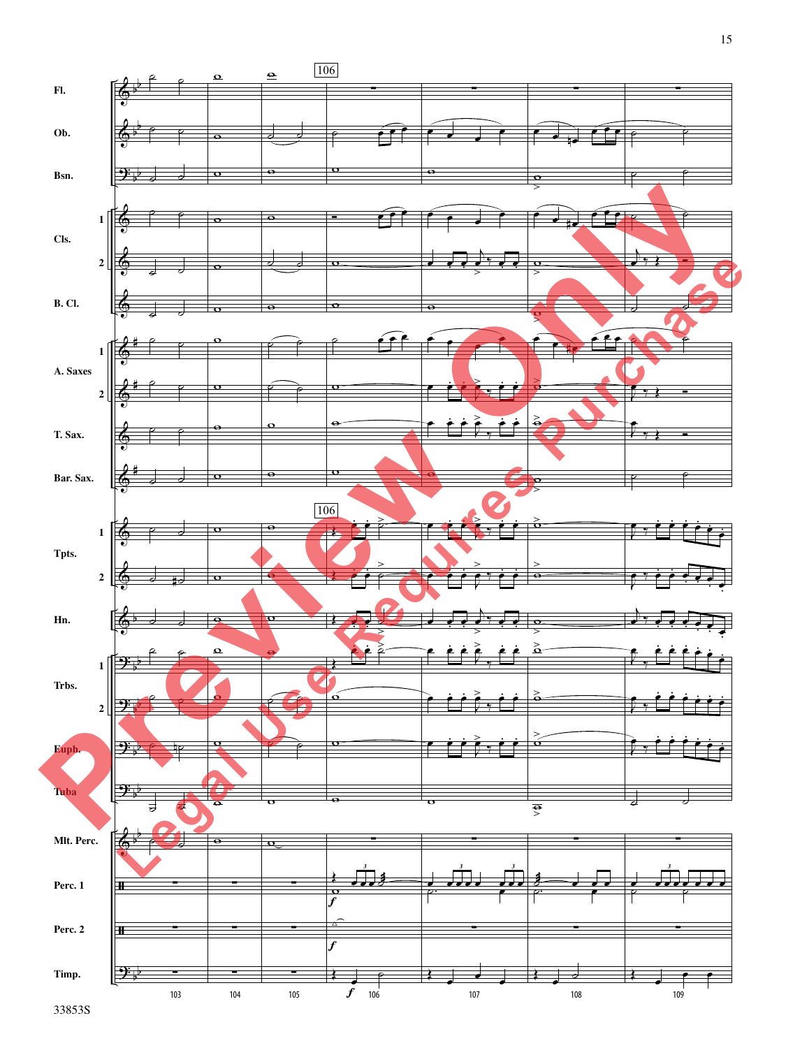Fl.

Ob.

Bsn.

Cls. 1

Cls. 2

B. Cl.

A. Saxes 1

A. Saxes 2

T. Sax.

Bar. Sax.

Tpts. 1

Tpts. 2

Hn.

Trbs. 1

Trbs. 2

Euph.

Tuba

Mlt. Perc.

Perc. 1

Perc. 2

Timp.

106

103 104 105 106 107 108 109

33853S

Preview Only

Legal Use Requires Purchase